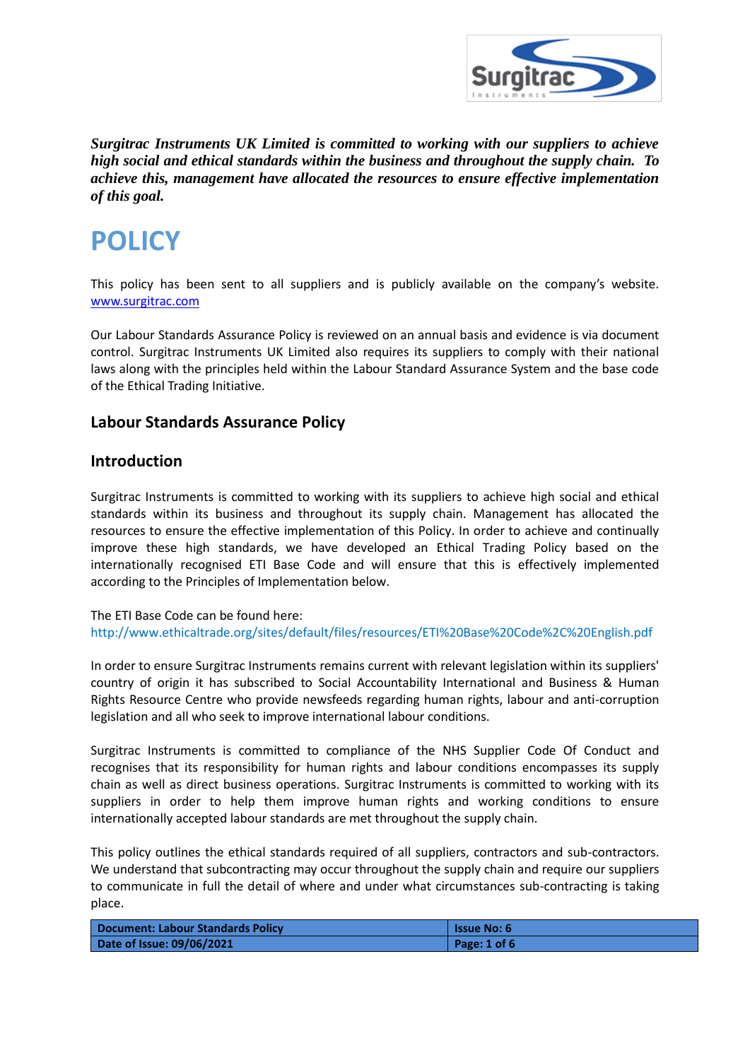***Surgitrac Instruments UK Limited is committed to working with our suppliers to achieve high social and ethical standards within the business and throughout the supply chain. To achieve this, management have allocated the resources to ensure effective implementation of this goal.***

# POLICY

This policy has been sent to all suppliers and is publicly available on the company's website. www.surgitrac.com

Our Labour Standards Assurance Policy is reviewed on an annual basis and evidence is via document control. Surgitrac Instruments UK Limited also requires its suppliers to comply with their national laws along with the principles held within the Labour Standard Assurance System and the base code of the Ethical Trading Initiative.

## Labour Standards Assurance Policy

## Introduction

Surgitrac Instruments is committed to working with its suppliers to achieve high social and ethical standards within its business and throughout its supply chain. Management has allocated the resources to ensure the effective implementation of this Policy. In order to achieve and continually improve these high standards, we have developed an Ethical Trading Policy based on the internationally recognised ETI Base Code and will ensure that this is effectively implemented according to the Principles of Implementation below.

The ETI Base Code can be found here:
http://www.ethicaltrade.org/sites/default/files/resources/ETI%20Base%20Code%2C%20English.pdf

In order to ensure Surgitrac Instruments remains current with relevant legislation within its suppliers' country of origin it has subscribed to Social Accountability International and Business & Human Rights Resource Centre who provide newsfeeds regarding human rights, labour and anti-corruption legislation and all who seek to improve international labour conditions.

Surgitrac Instruments is committed to compliance of the NHS Supplier Code Of Conduct and recognises that its responsibility for human rights and labour conditions encompasses its supply chain as well as direct business operations. Surgitrac Instruments is committed to working with its suppliers in order to help them improve human rights and working conditions to ensure internationally accepted labour standards are met throughout the supply chain.

This policy outlines the ethical standards required of all suppliers, contractors and sub-contractors. We understand that subcontracting may occur throughout the supply chain and require our suppliers to communicate in full the detail of where and under what circumstances sub-contracting is taking place.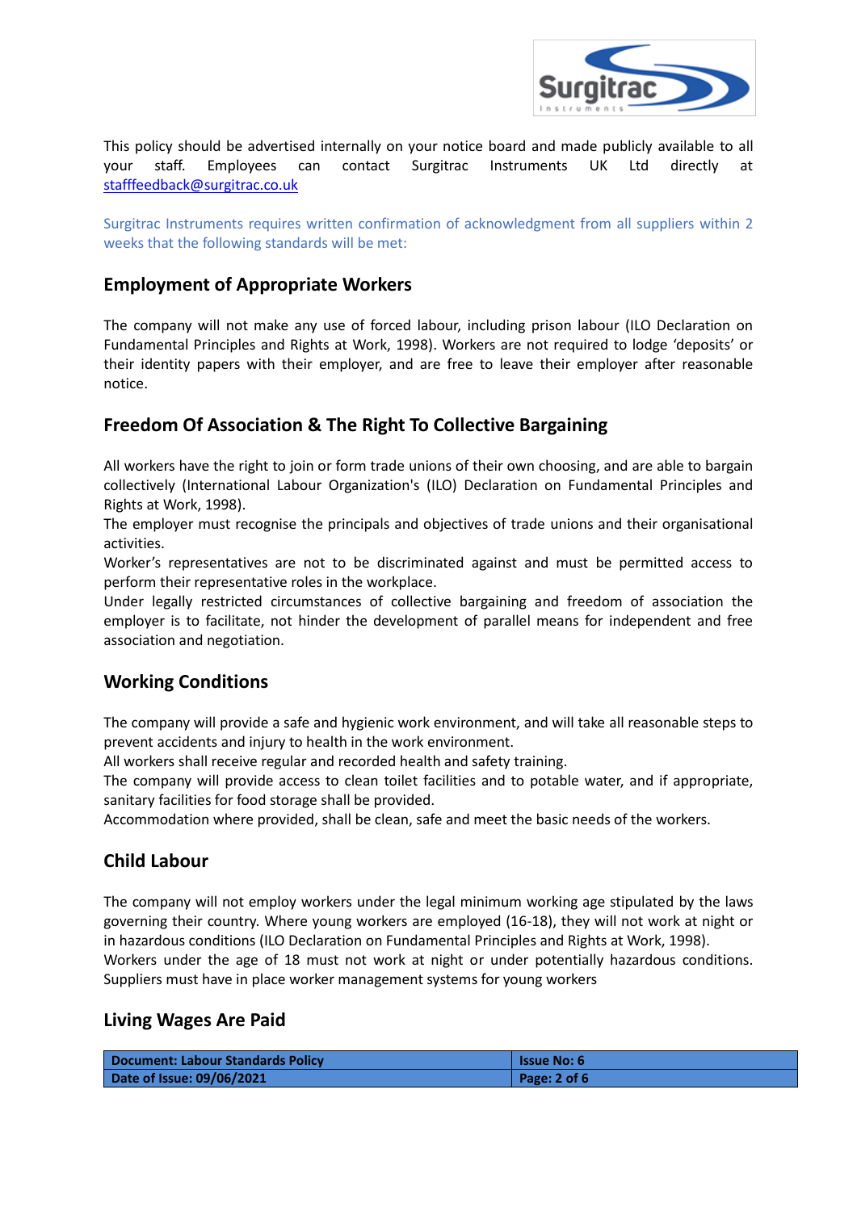This policy should be advertised internally on your notice board and made publicly available to all your staff. Employees can contact Surgitrac Instruments UK Ltd directly at stafffeedback@surgitrac.co.uk

Surgitrac Instruments requires written confirmation of acknowledgment from all suppliers within 2 weeks that the following standards will be met:

## Employment of Appropriate Workers

The company will not make any use of forced labour, including prison labour (ILO Declaration on Fundamental Principles and Rights at Work, 1998). Workers are not required to lodge 'deposits' or their identity papers with their employer, and are free to leave their employer after reasonable notice.

## Freedom Of Association & The Right To Collective Bargaining

All workers have the right to join or form trade unions of their own choosing, and are able to bargain collectively (International Labour Organization's (ILO) Declaration on Fundamental Principles and Rights at Work, 1998).
The employer must recognise the principals and objectives of trade unions and their organisational activities.
Worker's representatives are not to be discriminated against and must be permitted access to perform their representative roles in the workplace.
Under legally restricted circumstances of collective bargaining and freedom of association the employer is to facilitate, not hinder the development of parallel means for independent and free association and negotiation.

## Working Conditions

The company will provide a safe and hygienic work environment, and will take all reasonable steps to prevent accidents and injury to health in the work environment.
All workers shall receive regular and recorded health and safety training.
The company will provide access to clean toilet facilities and to potable water, and if appropriate, sanitary facilities for food storage shall be provided.
Accommodation where provided, shall be clean, safe and meet the basic needs of the workers.

## Child Labour

The company will not employ workers under the legal minimum working age stipulated by the laws governing their country. Where young workers are employed (16-18), they will not work at night or in hazardous conditions (ILO Declaration on Fundamental Principles and Rights at Work, 1998).
Workers under the age of 18 must not work at night or under potentially hazardous conditions. Suppliers must have in place worker management systems for young workers

## Living Wages Are Paid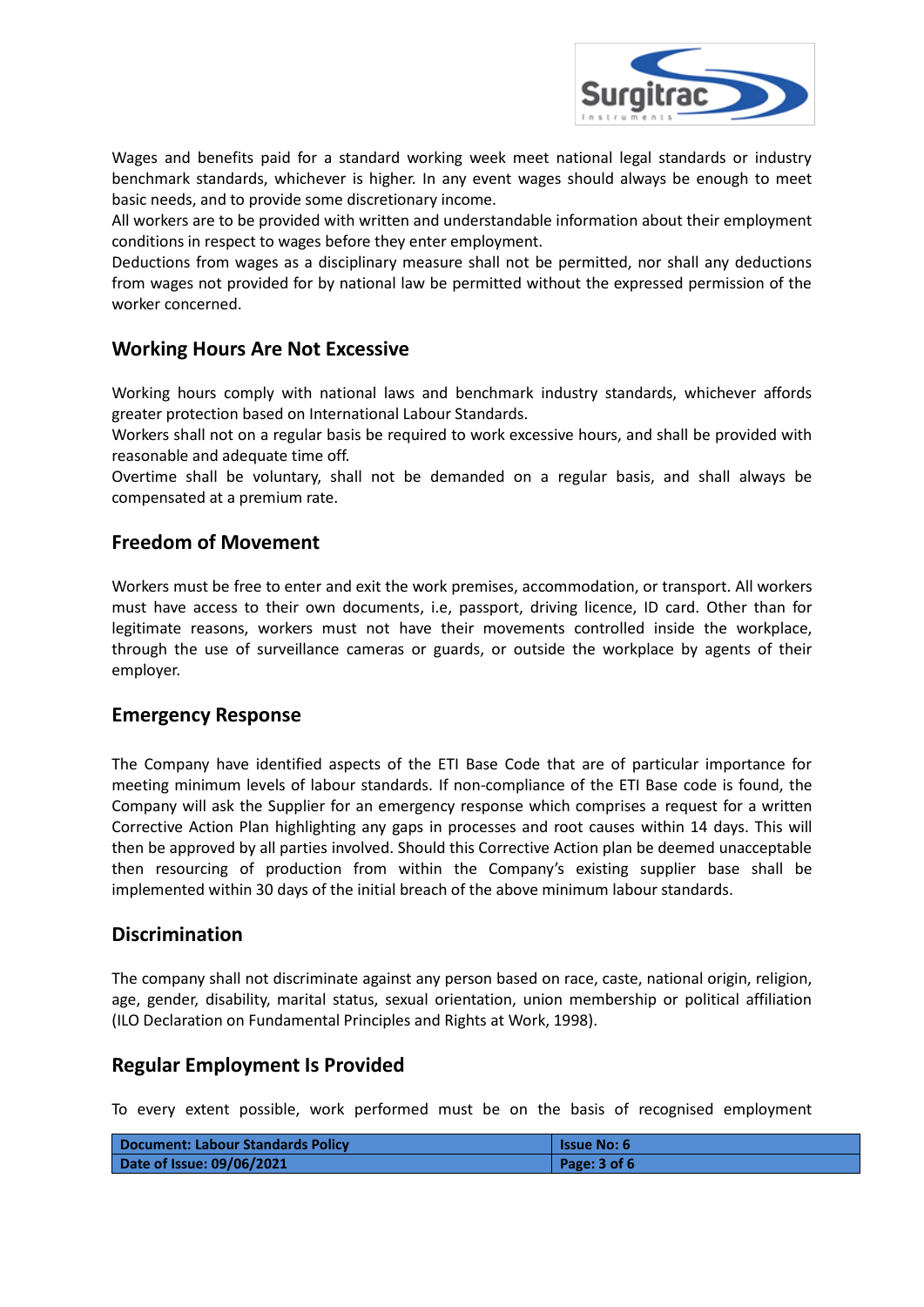Wages and benefits paid for a standard working week meet national legal standards or industry benchmark standards, whichever is higher. In any event wages should always be enough to meet basic needs, and to provide some discretionary income.
All workers are to be provided with written and understandable information about their employment conditions in respect to wages before they enter employment.
Deductions from wages as a disciplinary measure shall not be permitted, nor shall any deductions from wages not provided for by national law be permitted without the expressed permission of the worker concerned.

## Working Hours Are Not Excessive

Working hours comply with national laws and benchmark industry standards, whichever affords greater protection based on International Labour Standards.
Workers shall not on a regular basis be required to work excessive hours, and shall be provided with reasonable and adequate time off.
Overtime shall be voluntary, shall not be demanded on a regular basis, and shall always be compensated at a premium rate.

## Freedom of Movement

Workers must be free to enter and exit the work premises, accommodation, or transport. All workers must have access to their own documents, i.e, passport, driving licence, ID card. Other than for legitimate reasons, workers must not have their movements controlled inside the workplace, through the use of surveillance cameras or guards, or outside the workplace by agents of their employer.

## Emergency Response

The Company have identified aspects of the ETI Base Code that are of particular importance for meeting minimum levels of labour standards. If non-compliance of the ETI Base code is found, the Company will ask the Supplier for an emergency response which comprises a request for a written Corrective Action Plan highlighting any gaps in processes and root causes within 14 days. This will then be approved by all parties involved. Should this Corrective Action plan be deemed unacceptable then resourcing of production from within the Company's existing supplier base shall be implemented within 30 days of the initial breach of the above minimum labour standards.

## Discrimination

The company shall not discriminate against any person based on race, caste, national origin, religion, age, gender, disability, marital status, sexual orientation, union membership or political affiliation (ILO Declaration on Fundamental Principles and Rights at Work, 1998).

## Regular Employment Is Provided

To every extent possible, work performed must be on the basis of recognised employment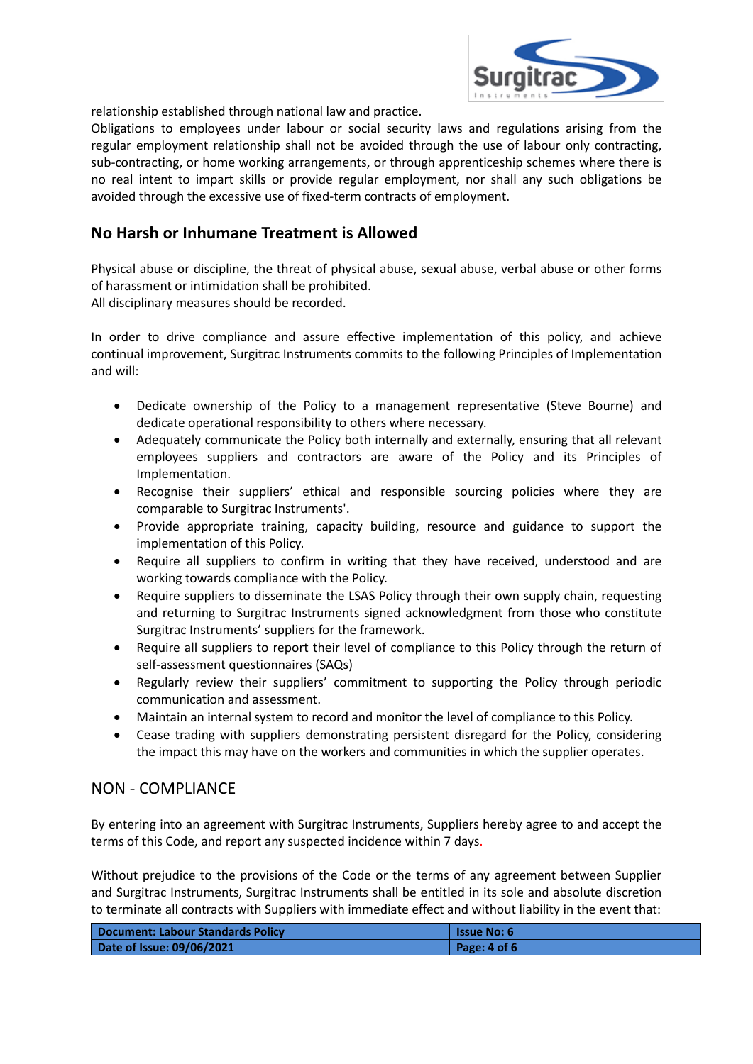relationship established through national law and practice.
Obligations to employees under labour or social security laws and regulations arising from the regular employment relationship shall not be avoided through the use of labour only contracting, sub-contracting, or home working arrangements, or through apprenticeship schemes where there is no real intent to impart skills or provide regular employment, nor shall any such obligations be avoided through the excessive use of fixed-term contracts of employment.

## No Harsh or Inhumane Treatment is Allowed

Physical abuse or discipline, the threat of physical abuse, sexual abuse, verbal abuse or other forms of harassment or intimidation shall be prohibited.
All disciplinary measures should be recorded.

In order to drive compliance and assure effective implementation of this policy, and achieve continual improvement, Surgitrac Instruments commits to the following Principles of Implementation and will:

- Dedicate ownership of the Policy to a management representative (Steve Bourne) and dedicate operational responsibility to others where necessary.
- Adequately communicate the Policy both internally and externally, ensuring that all relevant employees suppliers and contractors are aware of the Policy and its Principles of Implementation.
- Recognise their suppliers' ethical and responsible sourcing policies where they are comparable to Surgitrac Instruments'.
- Provide appropriate training, capacity building, resource and guidance to support the implementation of this Policy.
- Require all suppliers to confirm in writing that they have received, understood and are working towards compliance with the Policy.
- Require suppliers to disseminate the LSAS Policy through their own supply chain, requesting and returning to Surgitrac Instruments signed acknowledgment from those who constitute Surgitrac Instruments' suppliers for the framework.
- Require all suppliers to report their level of compliance to this Policy through the return of self-assessment questionnaires (SAQs)
- Regularly review their suppliers' commitment to supporting the Policy through periodic communication and assessment.
- Maintain an internal system to record and monitor the level of compliance to this Policy.
- Cease trading with suppliers demonstrating persistent disregard for the Policy, considering the impact this may have on the workers and communities in which the supplier operates.

## NON - COMPLIANCE

By entering into an agreement with Surgitrac Instruments, Suppliers hereby agree to and accept the terms of this Code, and report any suspected incidence within 7 days.

Without prejudice to the provisions of the Code or the terms of any agreement between Supplier and Surgitrac Instruments, Surgitrac Instruments shall be entitled in its sole and absolute discretion to terminate all contracts with Suppliers with immediate effect and without liability in the event that: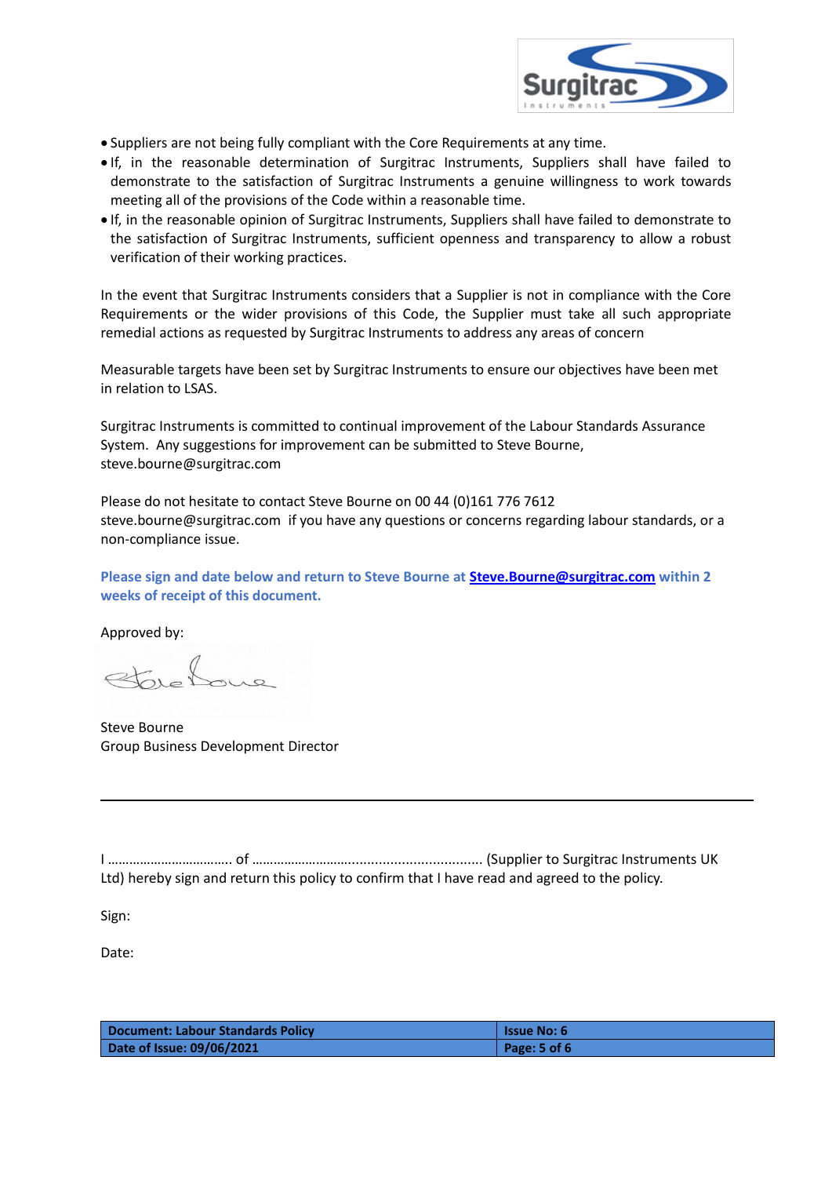- Suppliers are not being fully compliant with the Core Requirements at any time.
- If, in the reasonable determination of Surgitrac Instruments, Suppliers shall have failed to demonstrate to the satisfaction of Surgitrac Instruments a genuine willingness to work towards meeting all of the provisions of the Code within a reasonable time.
- If, in the reasonable opinion of Surgitrac Instruments, Suppliers shall have failed to demonstrate to the satisfaction of Surgitrac Instruments, sufficient openness and transparency to allow a robust verification of their working practices.

In the event that Surgitrac Instruments considers that a Supplier is not in compliance with the Core Requirements or the wider provisions of this Code, the Supplier must take all such appropriate remedial actions as requested by Surgitrac Instruments to address any areas of concern

Measurable targets have been set by Surgitrac Instruments to ensure our objectives have been met in relation to LSAS.

Surgitrac Instruments is committed to continual improvement of the Labour Standards Assurance System. Any suggestions for improvement can be submitted to Steve Bourne, steve.bourne@surgitrac.com

Please do not hesitate to contact Steve Bourne on 00 44 (0)161 776 7612 steve.bourne@surgitrac.com if you have any questions or concerns regarding labour standards, or a non-compliance issue.

**Please sign and date below and return to Steve Bourne at Steve.Bourne@surgitrac.com within 2 weeks of receipt of this document.**

Approved by:

Steve Bourne
Group Business Development Director

---

I ……………………………. of …………………….................................. (Supplier to Surgitrac Instruments UK Ltd) hereby sign and return this policy to confirm that I have read and agreed to the policy.

Sign:

Date:

| Document: Labour Standards Policy | Issue No: 6 |
| --- | --- |
| Date of Issue: 09/06/2021 | |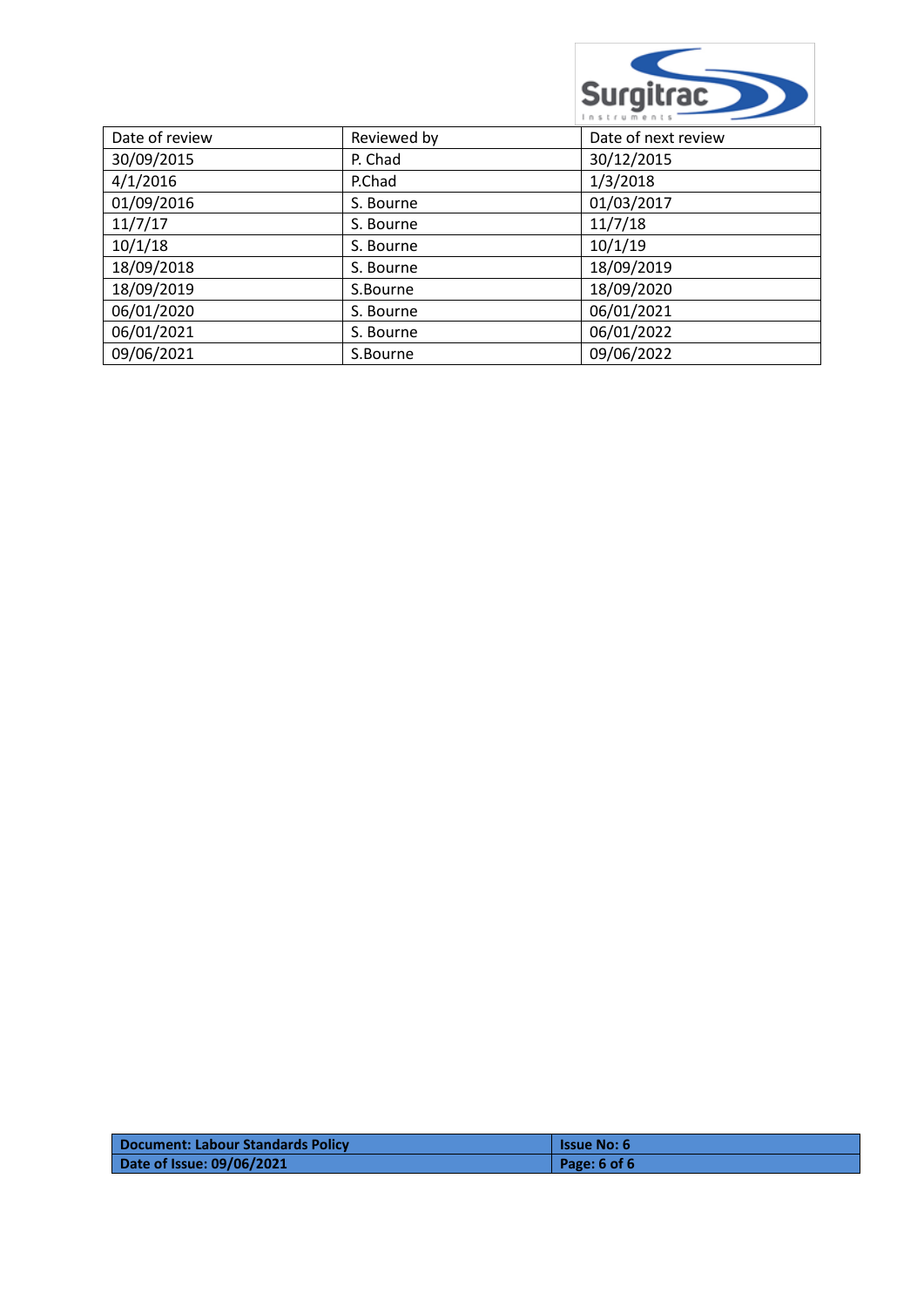| Date of review | Reviewed by | Date of next review |
| --- | --- | --- |
| 30/09/2015 | P. Chad | 30/12/2015 |
| 4/1/2016 | P.Chad | 1/3/2018 |
| 01/09/2016 | S. Bourne | 01/03/2017 |
| 11/7/17 | S. Bourne | 11/7/18 |
| 10/1/18 | S. Bourne | 10/1/19 |
| 18/09/2018 | S. Bourne | 18/09/2019 |
| 18/09/2019 | S.Bourne | 18/09/2020 |
| 06/01/2020 | S. Bourne | 06/01/2021 |
| 06/01/2021 | S. Bourne | 06/01/2022 |
| 09/06/2021 | S.Bourne | 09/06/2022 |